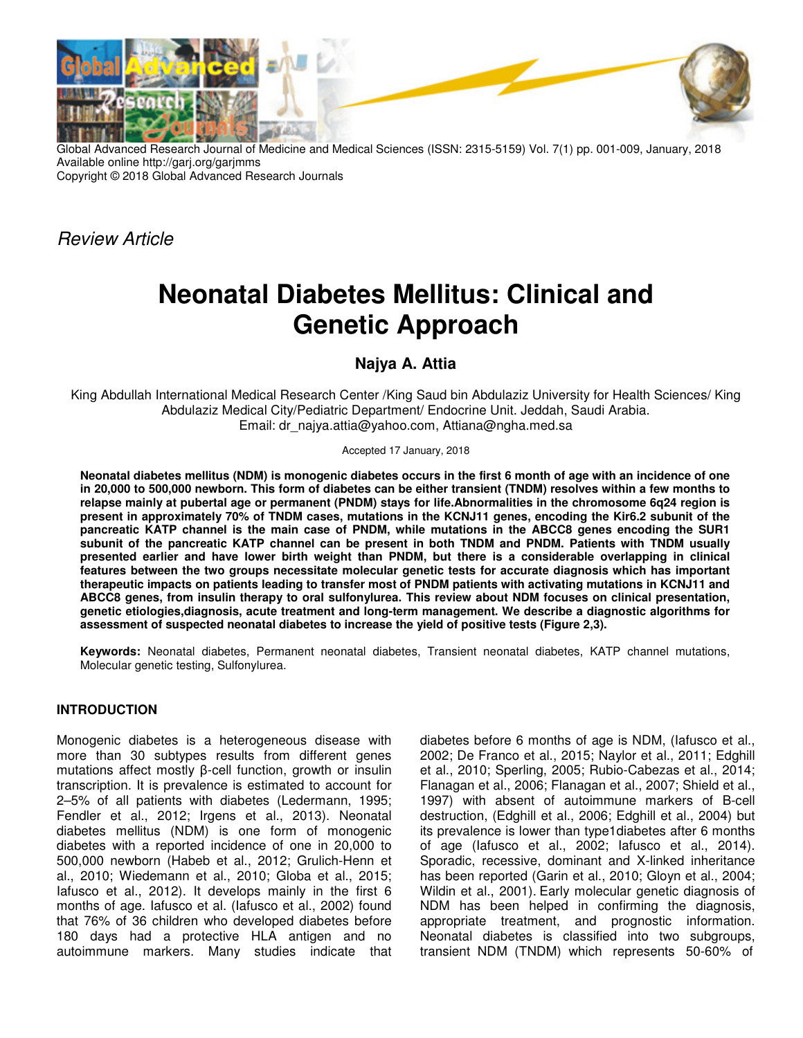*Review Article*

# Neonatal Diabetes Mellitus: Clinical and Genetic Approach

**Najya A. Attia**

King Abdullah International Medical Research Center /King Saud bin Abdulaziz University for Health Sciences/ King Abdulaziz Medical City/Pediatric Department/ Endocrine Unit. Jeddah, Saudi Arabia.
Email: dr_najya.attia@yahoo.com, Attiana@ngha.med.sa

Accepted 17 January, 2018

**Neonatal diabetes mellitus (NDM) is monogenic diabetes occurs in the first 6 month of age with an incidence of one in 20,000 to 500,000 newborn. This form of diabetes can be either transient (TNDM) resolves within a few months to relapse mainly at pubertal age or permanent (PNDM) stays for life.Abnormalities in the chromosome 6q24 region is present in approximately 70% of TNDM cases, mutations in the KCNJ11 genes, encoding the Kir6.2 subunit of the pancreatic KATP channel is the main case of PNDM, while mutations in the ABCC8 genes encoding the SUR1 subunit of the pancreatic KATP channel can be present in both TNDM and PNDM. Patients with TNDM usually presented earlier and have lower birth weight than PNDM, but there is a considerable overlapping in clinical features between the two groups necessitate molecular genetic tests for accurate diagnosis which has important therapeutic impacts on patients leading to transfer most of PNDM patients with activating mutations in KCNJ11 and ABCC8 genes, from insulin therapy to oral sulfonylurea. This review about NDM focuses on clinical presentation, genetic etiologies,diagnosis, acute treatment and long-term management. We describe a diagnostic algorithms for assessment of suspected neonatal diabetes to increase the yield of positive tests (Figure 2,3).**

**Keywords:** Neonatal diabetes, Permanent neonatal diabetes, Transient neonatal diabetes, KATP channel mutations, Molecular genetic testing, Sulfonylurea.

## INTRODUCTION

Monogenic diabetes is a heterogeneous disease with more than 30 subtypes results from different genes mutations affect mostly β-cell function, growth or insulin transcription. It is prevalence is estimated to account for 2–5% of all patients with diabetes (Ledermann, 1995; Fendler et al., 2012; Irgens et al., 2013). Neonatal diabetes mellitus (NDM) is one form of monogenic diabetes with a reported incidence of one in 20,000 to 500,000 newborn (Habeb et al., 2012; Grulich-Henn et al., 2010; Wiedemann et al., 2010; Globa et al., 2015; Iafusco et al., 2012). It develops mainly in the first 6 months of age. Iafusco et al. (Iafusco et al., 2002) found that 76% of 36 children who developed diabetes before 180 days had a protective HLA antigen and no autoimmune markers. Many studies indicate that diabetes before 6 months of age is NDM, (Iafusco et al., 2002; De Franco et al., 2015; Naylor et al., 2011; Edghill et al., 2010; Sperling, 2005; Rubio-Cabezas et al., 2014; Flanagan et al., 2006; Flanagan et al., 2007; Shield et al., 1997) with absent of autoimmune markers of B-cell destruction, (Edghill et al., 2006; Edghill et al., 2004) but its prevalence is lower than type1diabetes after 6 months of age (Iafusco et al., 2002; Iafusco et al., 2014). Sporadic, recessive, dominant and X-linked inheritance has been reported (Garin et al., 2010; Gloyn et al., 2004; Wildin et al., 2001). Early molecular genetic diagnosis of NDM has been helped in confirming the diagnosis, appropriate treatment, and prognostic information. Neonatal diabetes is classified into two subgroups, transient NDM (TNDM) which represents 50-60% of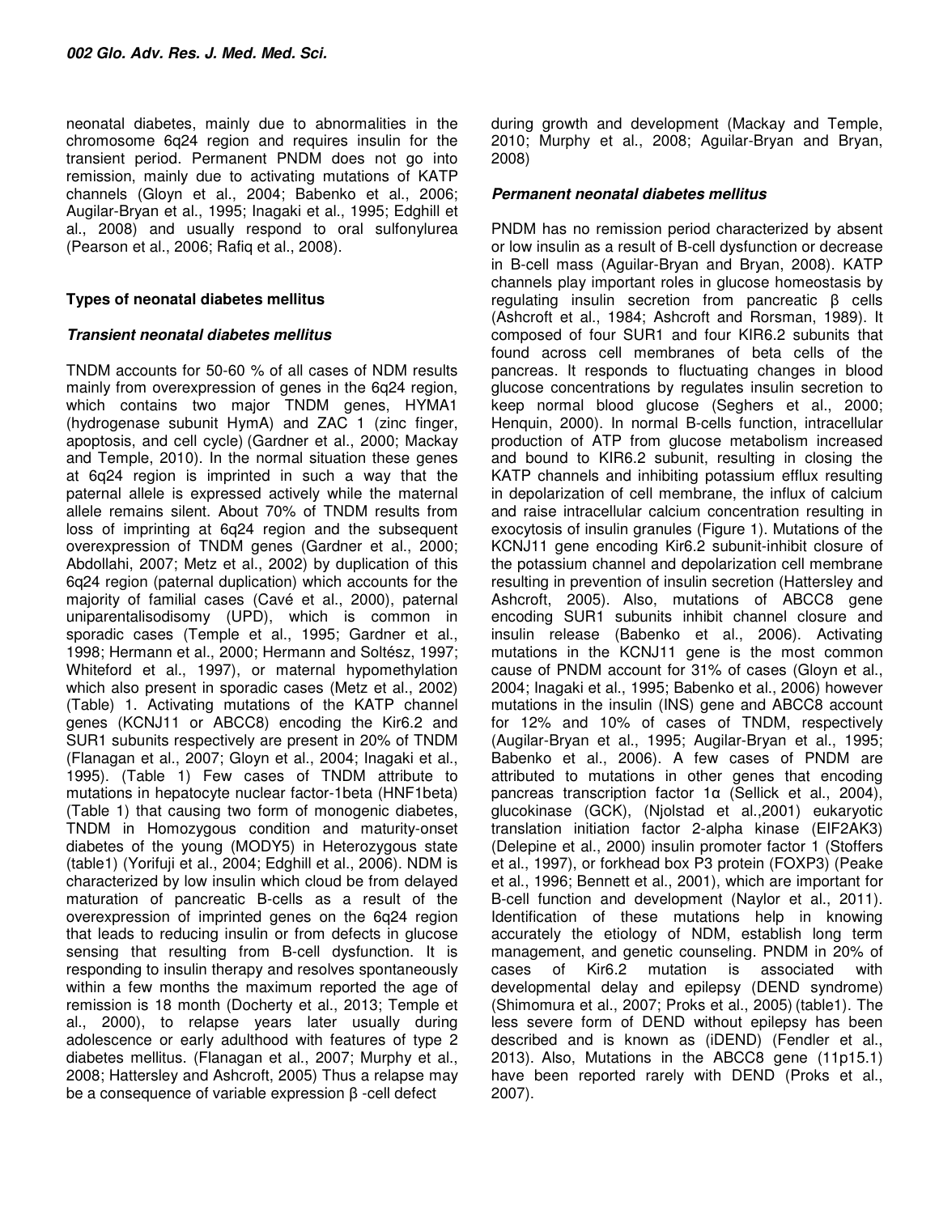neonatal diabetes, mainly due to abnormalities in the chromosome 6q24 region and requires insulin for the transient period. Permanent PNDM does not go into remission, mainly due to activating mutations of KATP channels (Gloyn et al., 2004; Babenko et al., 2006; Augilar-Bryan et al., 1995; Inagaki et al., 1995; Edghill et al., 2008) and usually respond to oral sulfonylurea (Pearson et al., 2006; Rafiq et al., 2008).

## Types of neonatal diabetes mellitus

### *Transient neonatal diabetes mellitus*

TNDM accounts for 50-60 % of all cases of NDM results mainly from overexpression of genes in the 6q24 region, which contains two major TNDM genes, HYMA1 (hydrogenase subunit HymA) and ZAC 1 (zinc finger, apoptosis, and cell cycle) (Gardner et al., 2000; Mackay and Temple, 2010). In the normal situation these genes at 6q24 region is imprinted in such a way that the paternal allele is expressed actively while the maternal allele remains silent. About 70% of TNDM results from loss of imprinting at 6q24 region and the subsequent overexpression of TNDM genes (Gardner et al., 2000; Abdollahi, 2007; Metz et al., 2002) by duplication of this 6q24 region (paternal duplication) which accounts for the majority of familial cases (Cavé et al., 2000), paternal uniparentalisodisomy (UPD), which is common in sporadic cases (Temple et al., 1995; Gardner et al., 1998; Hermann et al., 2000; Hermann and Soltész, 1997; Whiteford et al., 1997), or maternal hypomethylation which also present in sporadic cases (Metz et al., 2002) (Table) 1. Activating mutations of the KATP channel genes (KCNJ11 or ABCC8) encoding the Kir6.2 and SUR1 subunits respectively are present in 20% of TNDM (Flanagan et al., 2007; Gloyn et al., 2004; Inagaki et al., 1995). (Table 1) Few cases of TNDM attribute to mutations in hepatocyte nuclear factor-1beta (HNF1beta) (Table 1) that causing two form of monogenic diabetes, TNDM in Homozygous condition and maturity-onset diabetes of the young (MODY5) in Heterozygous state (table1) (Yorifuji et al., 2004; Edghill et al., 2006). NDM is characterized by low insulin which cloud be from delayed maturation of pancreatic B-cells as a result of the overexpression of imprinted genes on the 6q24 region that leads to reducing insulin or from defects in glucose sensing that resulting from B-cell dysfunction. It is responding to insulin therapy and resolves spontaneously within a few months the maximum reported the age of remission is 18 month (Docherty et al., 2013; Temple et al., 2000), to relapse years later usually during adolescence or early adulthood with features of type 2 diabetes mellitus. (Flanagan et al., 2007; Murphy et al., 2008; Hattersley and Ashcroft, 2005) Thus a relapse may be a consequence of variable expression β -cell defect during growth and development (Mackay and Temple, 2010; Murphy et al., 2008; Aguilar-Bryan and Bryan, 2008)

### *Permanent neonatal diabetes mellitus*

PNDM has no remission period characterized by absent or low insulin as a result of B-cell dysfunction or decrease in B-cell mass (Aguilar-Bryan and Bryan, 2008). KATP channels play important roles in glucose homeostasis by regulating insulin secretion from pancreatic β cells (Ashcroft et al., 1984; Ashcroft and Rorsman, 1989). It composed of four SUR1 and four KIR6.2 subunits that found across cell membranes of beta cells of the pancreas. It responds to fluctuating changes in blood glucose concentrations by regulates insulin secretion to keep normal blood glucose (Seghers et al., 2000; Henquin, 2000). In normal B-cells function, intracellular production of ATP from glucose metabolism increased and bound to KIR6.2 subunit, resulting in closing the KATP channels and inhibiting potassium efflux resulting in depolarization of cell membrane, the influx of calcium and raise intracellular calcium concentration resulting in exocytosis of insulin granules (Figure 1). Mutations of the KCNJ11 gene encoding Kir6.2 subunit-inhibit closure of the potassium channel and depolarization cell membrane resulting in prevention of insulin secretion (Hattersley and Ashcroft, 2005). Also, mutations of ABCC8 gene encoding SUR1 subunits inhibit channel closure and insulin release (Babenko et al., 2006). Activating mutations in the KCNJ11 gene is the most common cause of PNDM account for 31% of cases (Gloyn et al., 2004; Inagaki et al., 1995; Babenko et al., 2006) however mutations in the insulin (INS) gene and ABCC8 account for 12% and 10% of cases of TNDM, respectively (Augilar-Bryan et al., 1995; Augilar-Bryan et al., 1995; Babenko et al., 2006). A few cases of PNDM are attributed to mutations in other genes that encoding pancreas transcription factor 1α (Sellick et al., 2004), glucokinase (GCK), (Njolstad et al.,2001) eukaryotic translation initiation factor 2-alpha kinase (EIF2AK3) (Delepine et al., 2000) insulin promoter factor 1 (Stoffers et al., 1997), or forkhead box P3 protein (FOXP3) (Peake et al., 1996; Bennett et al., 2001), which are important for B-cell function and development (Naylor et al., 2011). Identification of these mutations help in knowing accurately the etiology of NDM, establish long term management, and genetic counseling. PNDM in 20% of cases of Kir6.2 mutation is associated with developmental delay and epilepsy (DEND syndrome) (Shimomura et al., 2007; Proks et al., 2005) (table1). The less severe form of DEND without epilepsy has been described and is known as (iDEND) (Fendler et al., 2013). Also, Mutations in the ABCC8 gene (11p15.1) have been reported rarely with DEND (Proks et al., 2007).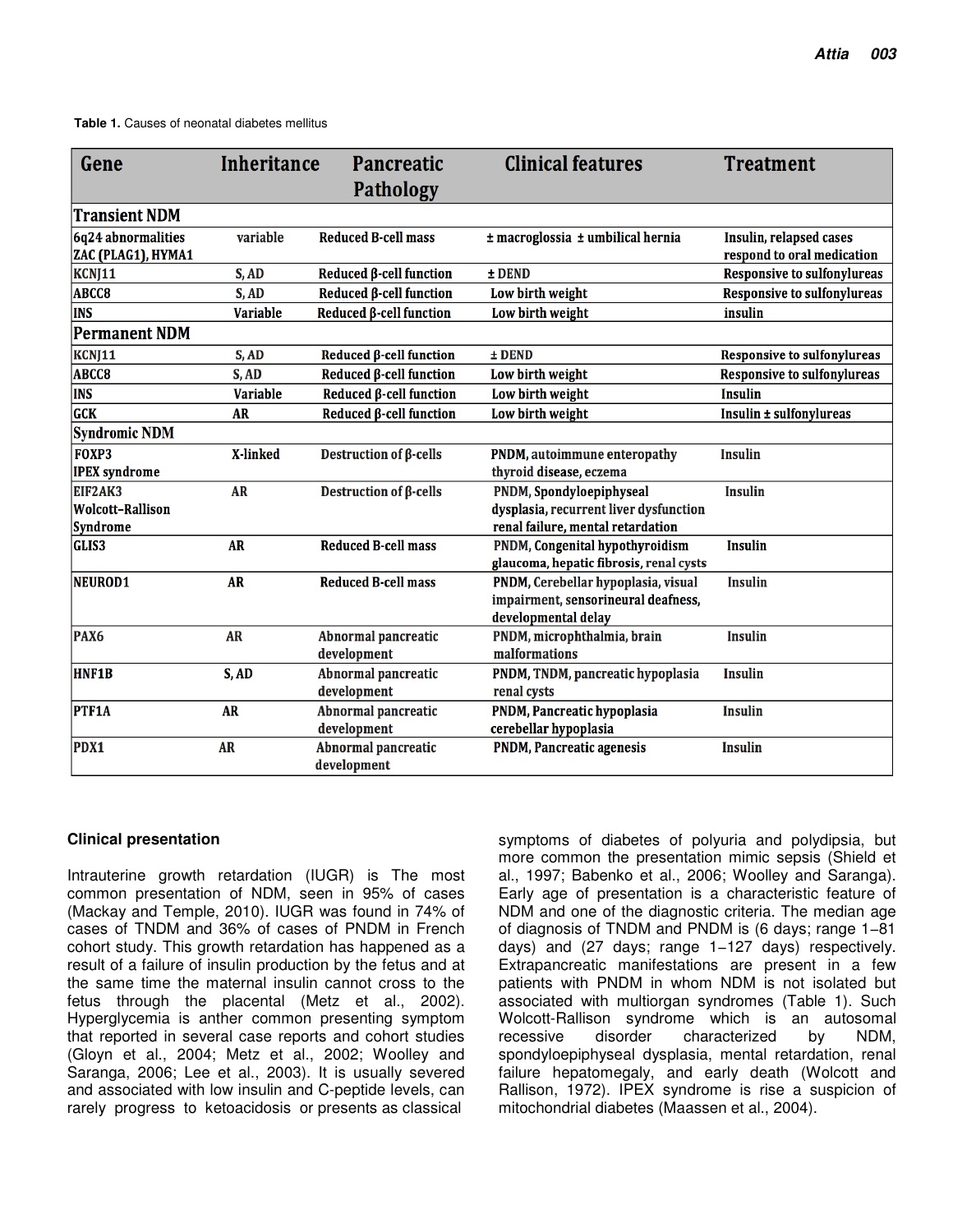**Table 1.** Causes of neonatal diabetes mellitus

| Gene | Inheritance | Pancreatic Pathology | Clinical features | Treatment |
|---|---|---|---|---|
| **Transient NDM** | | | | |
| 6q24 abnormalities ZAC (PLAG1), HYMA1 | variable | Reduced B-cell mass | ± macroglossia ± umbilical hernia | Insulin, relapsed cases respond to oral medication |
| KCNJ11 | S, AD | Reduced β-cell function | ± DEND | Responsive to sulfonylureas |
| ABCC8 | S, AD | Reduced β-cell function | Low birth weight | Responsive to sulfonylureas |
| INS | Variable | Reduced β-cell function | Low birth weight | insulin |
| **Permanent NDM** | | | | |
| KCNJ11 | S, AD | Reduced β-cell function | ± DEND | Responsive to sulfonylureas |
| ABCC8 | S, AD | Reduced β-cell function | Low birth weight | Responsive to sulfonylureas |
| INS | Variable | Reduced β-cell function | Low birth weight | Insulin |
| GCK | AR | Reduced β-cell function | Low birth weight | Insulin ± sulfonylureas |
| **Syndromic NDM** | | | | |
| FOXP3 IPEX syndrome | X-linked | Destruction of β-cells | PNDM, autoimmune enteropathy thyroid disease, eczema | Insulin |
| EIF2AK3 Wolcott-Rallison Syndrome | AR | Destruction of β-cells | PNDM, Spondyloepiphyseal dysplasia, recurrent liver dysfunction renal failure, mental retardation | Insulin |
| GLIS3 | AR | Reduced B-cell mass | PNDM, Congenital hypothyroidism glaucoma, hepatic fibrosis, renal cysts | Insulin |
| NEUROD1 | AR | Reduced B-cell mass | PNDM, Cerebellar hypoplasia, visual impairment, sensorineural deafness, developmental delay | Insulin |
| PAX6 | AR | Abnormal pancreatic development | PNDM, microphthalmia, brain malformations | Insulin |
| HNF1B | S, AD | Abnormal pancreatic development | PNDM, TNDM, pancreatic hypoplasia renal cysts | Insulin |
| PTF1A | AR | Abnormal pancreatic development | PNDM, Pancreatic hypoplasia cerebellar hypoplasia | Insulin |
| PDX1 | AR | Abnormal pancreatic development | PNDM, Pancreatic agenesis | Insulin |

## Clinical presentation

Intrauterine growth retardation (IUGR) is The most common presentation of NDM, seen in 95% of cases (Mackay and Temple, 2010). IUGR was found in 74% of cases of TNDM and 36% of cases of PNDM in French cohort study. This growth retardation has happened as a result of a failure of insulin production by the fetus and at the same time the maternal insulin cannot cross to the fetus through the placental (Metz et al., 2002). Hyperglycemia is anther common presenting symptom that reported in several case reports and cohort studies (Gloyn et al., 2004; Metz et al., 2002; Woolley and Saranga, 2006; Lee et al., 2003). It is usually severed and associated with low insulin and C-peptide levels, can rarely progress to ketoacidosis or presents as classical symptoms of diabetes of polyuria and polydipsia, but more common the presentation mimic sepsis (Shield et al., 1997; Babenko et al., 2006; Woolley and Saranga). Early age of presentation is a characteristic feature of NDM and one of the diagnostic criteria. The median age of diagnosis of TNDM and PNDM is (6 days; range 1–81 days) and (27 days; range 1–127 days) respectively. Extrapancreatic manifestations are present in a few patients with PNDM in whom NDM is not isolated but associated with multiorgan syndromes (Table 1). Such Wolcott-Rallison syndrome which is an autosomal recessive disorder characterized by NDM, spondyloepiphyseal dysplasia, mental retardation, renal failure hepatomegaly, and early death (Wolcott and Rallison, 1972). IPEX syndrome is rise a suspicion of mitochondrial diabetes (Maassen et al., 2004).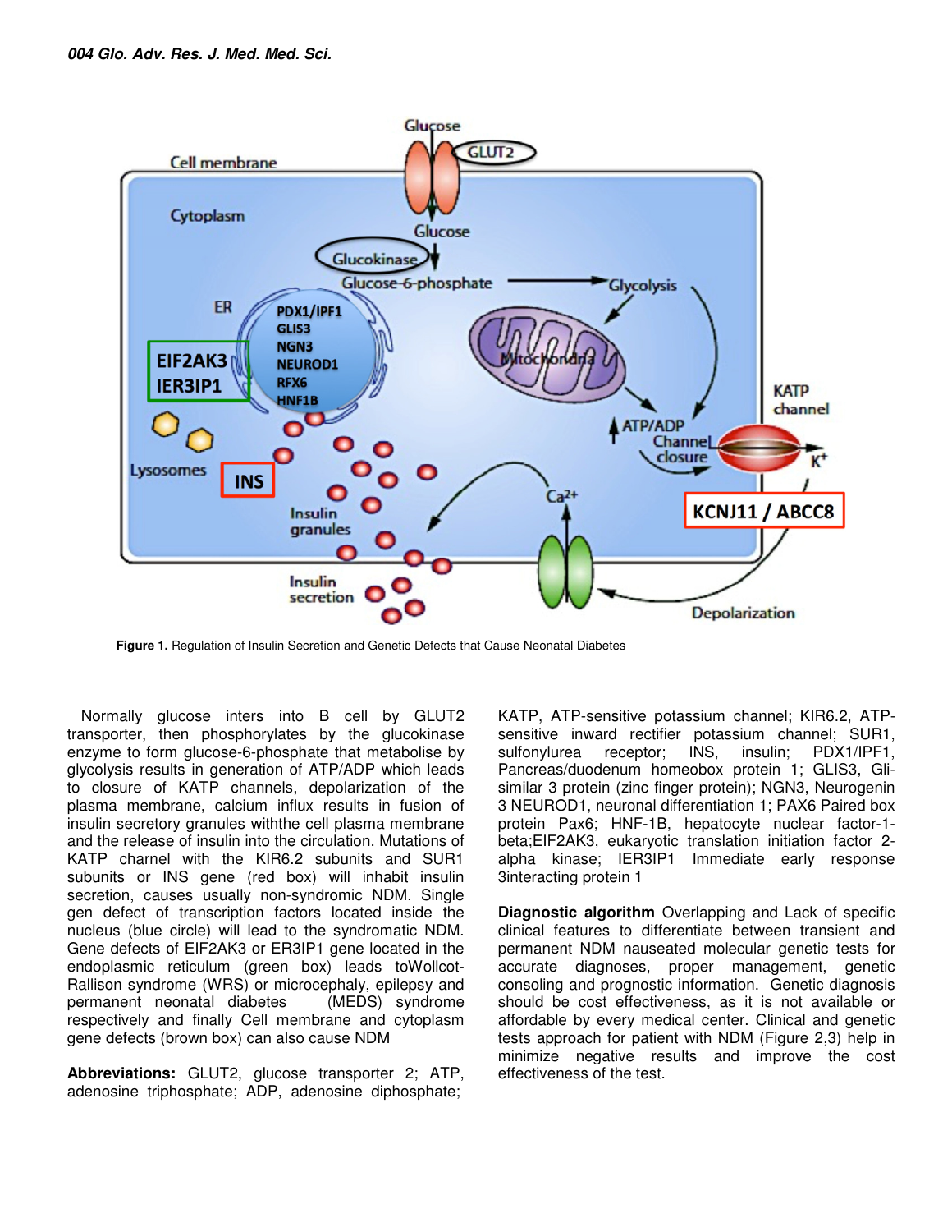**Figure 1.** Regulation of Insulin Secretion and Genetic Defects that Cause Neonatal Diabetes

Normally glucose inters into B cell by GLUT2 transporter, then phosphorylates by the glucokinase enzyme to form glucose-6-phosphate that metabolise by glycolysis results in generation of ATP/ADP which leads to closure of KATP channels, depolarization of the plasma membrane, calcium influx results in fusion of insulin secretory granules withthe cell plasma membrane and the release of insulin into the circulation. Mutations of KATP charnel with the KIR6.2 subunits and SUR1 subunits or INS gene (red box) will inhabit insulin secretion, causes usually non-syndromic NDM. Single gen defect of transcription factors located inside the nucleus (blue circle) will lead to the syndromatic NDM. Gene defects of EIF2AK3 or ER3IP1 gene located in the endoplasmic reticulum (green box) leads toWollcot-Rallison syndrome (WRS) or microcephaly, epilepsy and permanent neonatal diabetes (MEDS) syndrome respectively and finally Cell membrane and cytoplasm gene defects (brown box) can also cause NDM

**Abbreviations:** GLUT2, glucose transporter 2; ATP, adenosine triphosphate; ADP, adenosine diphosphate; KATP, ATP-sensitive potassium channel; KIR6.2, ATP-sensitive inward rectifier potassium channel; SUR1, sulfonylurea receptor; INS, insulin; PDX1/IPF1, Pancreas/duodenum homeobox protein 1; GLIS3, Gli-similar 3 protein (zinc finger protein); NGN3, Neurogenin 3 NEUROD1, neuronal differentiation 1; PAX6 Paired box protein Pax6; HNF-1B, hepatocyte nuclear factor-1-beta;EIF2AK3, eukaryotic translation initiation factor 2-alpha kinase; IER3IP1 Immediate early response 3interacting protein 1

**Diagnostic algorithm** Overlapping and Lack of specific clinical features to differentiate between transient and permanent NDM nauseated molecular genetic tests for accurate diagnoses, proper management, genetic consoling and prognostic information. Genetic diagnosis should be cost effectiveness, as it is not available or affordable by every medical center. Clinical and genetic tests approach for patient with NDM (Figure 2,3) help in minimize negative results and improve the cost effectiveness of the test.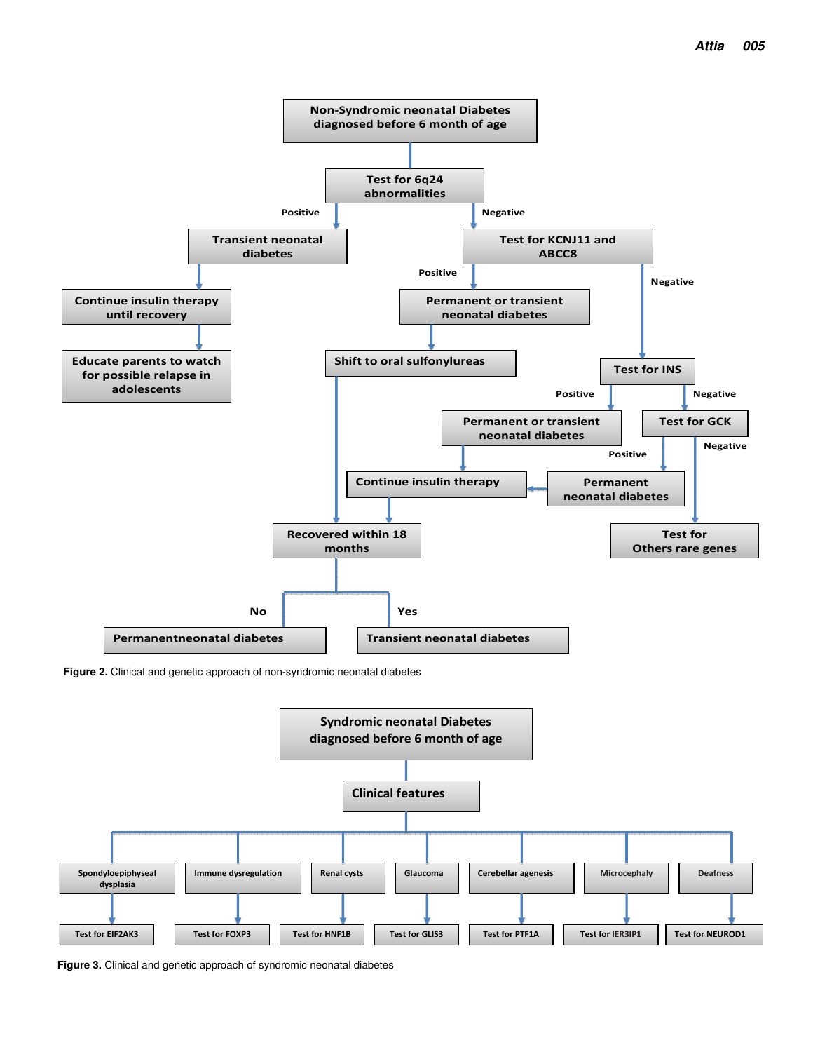**Non-Syndromic neonatal Diabetes diagnosed before 6 month of age**

- Test for 6q24 abnormalities
  - Positive → Transient neonatal diabetes → Continue insulin therapy until recovery → Educate parents to watch for possible relapse in adolescents
  - Negative → Test for KCNJ11 and ABCC8
    - Positive → Permanent or transient neonatal diabetes → Shift to oral sulfonylureas → Recovered within 18 months
    - Negative → Test for INS
      - Positive → Permanent or transient neonatal diabetes → Continue insulin therapy → Recovered within 18 months
      - Negative → Test for GCK
        - Positive → Permanent neonatal diabetes → Continue insulin therapy
        - Negative → Test for Others rare genes

Recovered within 18 months
- No → Permanentneonatal diabetes
- Yes → Transient neonatal diabetes

**Figure 2.** Clinical and genetic approach of non-syndromic neonatal diabetes

**Syndromic neonatal Diabetes diagnosed before 6 month of age**

→ Clinical features

- Spondyloepiphyseal dysplasia → Test for EIF2AK3
- Immune dysregulation → Test for FOXP3
- Renal cysts → Test for HNF1B
- Glaucoma → Test for GLIS3
- Cerebellar agenesis → Test for PTF1A
- Microcephaly → Test for IER3IP1
- Deafness → Test for NEUROD1

**Figure 3.** Clinical and genetic approach of syndromic neonatal diabetes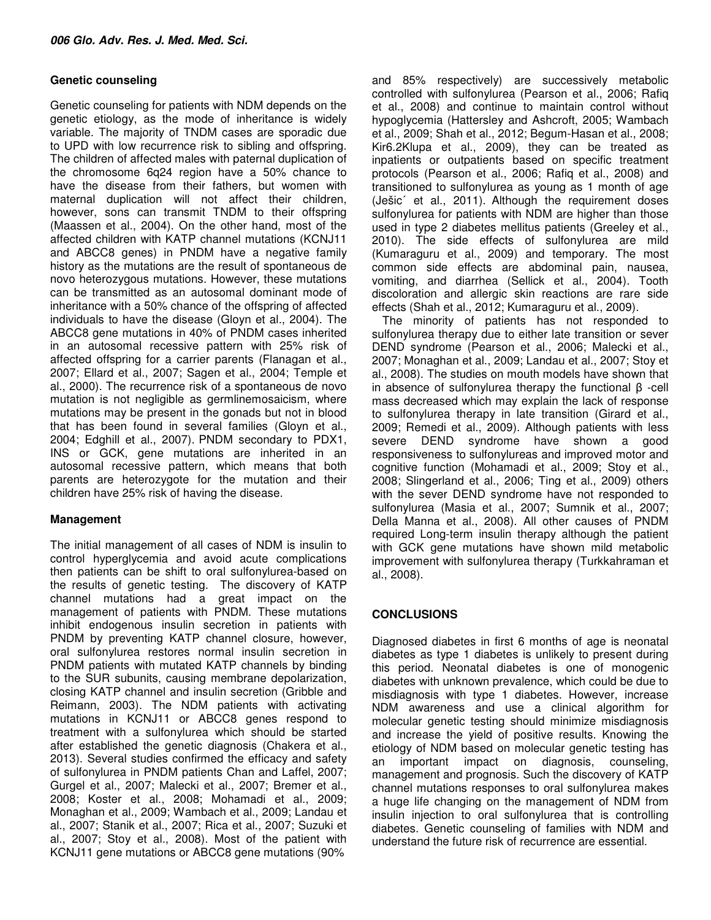## Genetic counseling

Genetic counseling for patients with NDM depends on the genetic etiology, as the mode of inheritance is widely variable. The majority of TNDM cases are sporadic due to UPD with low recurrence risk to sibling and offspring. The children of affected males with paternal duplication of the chromosome 6q24 region have a 50% chance to have the disease from their fathers, but women with maternal duplication will not affect their children, however, sons can transmit TNDM to their offspring (Maassen et al., 2004). On the other hand, most of the affected children with KATP channel mutations (KCNJ11 and ABCC8 genes) in PNDM have a negative family history as the mutations are the result of spontaneous de novo heterozygous mutations. However, these mutations can be transmitted as an autosomal dominant mode of inheritance with a 50% chance of the offspring of affected individuals to have the disease (Gloyn et al., 2004). The ABCC8 gene mutations in 40% of PNDM cases inherited in an autosomal recessive pattern with 25% risk of affected offspring for a carrier parents (Flanagan et al., 2007; Ellard et al., 2007; Sagen et al., 2004; Temple et al., 2000). The recurrence risk of a spontaneous de novo mutation is not negligible as germlinemosaicism, where mutations may be present in the gonads but not in blood that has been found in several families (Gloyn et al., 2004; Edghill et al., 2007). PNDM secondary to PDX1, INS or GCK, gene mutations are inherited in an autosomal recessive pattern, which means that both parents are heterozygote for the mutation and their children have 25% risk of having the disease.

## Management

The initial management of all cases of NDM is insulin to control hyperglycemia and avoid acute complications then patients can be shift to oral sulfonylurea-based on the results of genetic testing. The discovery of KATP channel mutations had a great impact on the management of patients with PNDM. These mutations inhibit endogenous insulin secretion in patients with PNDM by preventing KATP channel closure, however, oral sulfonylurea restores normal insulin secretion in PNDM patients with mutated KATP channels by binding to the SUR subunits, causing membrane depolarization, closing KATP channel and insulin secretion (Gribble and Reimann, 2003). The NDM patients with activating mutations in KCNJ11 or ABCC8 genes respond to treatment with a sulfonylurea which should be started after established the genetic diagnosis (Chakera et al., 2013). Several studies confirmed the efficacy and safety of sulfonylurea in PNDM patients Chan and Laffel, 2007; Gurgel et al., 2007; Malecki et al., 2007; Bremer et al., 2008; Koster et al., 2008; Mohamadi et al., 2009; Monaghan et al., 2009; Wambach et al., 2009; Landau et al., 2007; Stanik et al., 2007; Rica et al., 2007; Suzuki et al., 2007; Stoy et al., 2008). Most of the patient with KCNJ11 gene mutations or ABCC8 gene mutations (90% and 85% respectively) are successively metabolic controlled with sulfonylurea (Pearson et al., 2006; Rafiq et al., 2008) and continue to maintain control without hypoglycemia (Hattersley and Ashcroft, 2005; Wambach et al., 2009; Shah et al., 2012; Begum-Hasan et al., 2008; Kir6.2Klupa et al., 2009), they can be treated as inpatients or outpatients based on specific treatment protocols (Pearson et al., 2006; Rafiq et al., 2008) and transitioned to sulfonylurea as young as 1 month of age (Ješic´ et al., 2011). Although the requirement doses sulfonylurea for patients with NDM are higher than those used in type 2 diabetes mellitus patients (Greeley et al., 2010). The side effects of sulfonylurea are mild (Kumaraguru et al., 2009) and temporary. The most common side effects are abdominal pain, nausea, vomiting, and diarrhea (Sellick et al., 2004). Tooth discoloration and allergic skin reactions are rare side effects (Shah et al., 2012; Kumaraguru et al., 2009).

The minority of patients has not responded to sulfonylurea therapy due to either late transition or sever DEND syndrome (Pearson et al., 2006; Malecki et al., 2007; Monaghan et al., 2009; Landau et al., 2007; Stoy et al., 2008). The studies on mouth models have shown that in absence of sulfonylurea therapy the functional β -cell mass decreased which may explain the lack of response to sulfonylurea therapy in late transition (Girard et al., 2009; Remedi et al., 2009). Although patients with less severe DEND syndrome have shown a good responsiveness to sulfonylureas and improved motor and cognitive function (Mohamadi et al., 2009; Stoy et al., 2008; Slingerland et al., 2006; Ting et al., 2009) others with the sever DEND syndrome have not responded to sulfonylurea (Masia et al., 2007; Sumnik et al., 2007; Della Manna et al., 2008). All other causes of PNDM required Long-term insulin therapy although the patient with GCK gene mutations have shown mild metabolic improvement with sulfonylurea therapy (Turkkahraman et al., 2008).

## CONCLUSIONS

Diagnosed diabetes in first 6 months of age is neonatal diabetes as type 1 diabetes is unlikely to present during this period. Neonatal diabetes is one of monogenic diabetes with unknown prevalence, which could be due to misdiagnosis with type 1 diabetes. However, increase NDM awareness and use a clinical algorithm for molecular genetic testing should minimize misdiagnosis and increase the yield of positive results. Knowing the etiology of NDM based on molecular genetic testing has an important impact on diagnosis, counseling, management and prognosis. Such the discovery of KATP channel mutations responses to oral sulfonylurea makes a huge life changing on the management of NDM from insulin injection to oral sulfonylurea that is controlling diabetes. Genetic counseling of families with NDM and understand the future risk of recurrence are essential.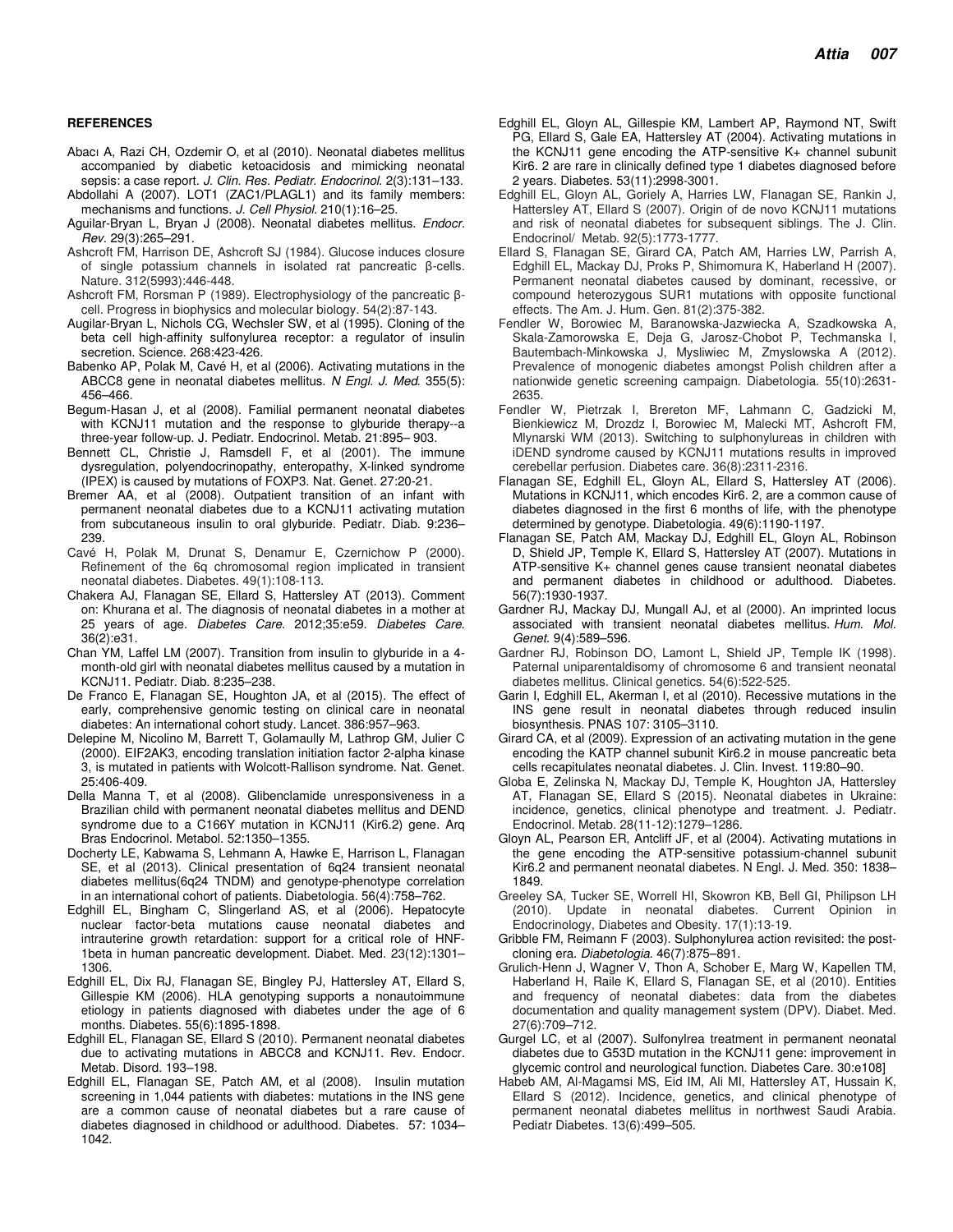**REFERENCES**

Abacı A, Razi CH, Ozdemir O, et al (2010). Neonatal diabetes mellitus accompanied by diabetic ketoacidosis and mimicking neonatal sepsis: a case report. *J. Clin. Res. Pediatr. Endocrinol.* 2(3):131–133.

Abdollahi A (2007). LOT1 (ZAC1/PLAGL1) and its family members: mechanisms and functions. *J. Cell Physiol.* 210(1):16–25.

Aguilar-Bryan L, Bryan J (2008). Neonatal diabetes mellitus. *Endocr. Rev.* 29(3):265–291.

Ashcroft FM, Harrison DE, Ashcroft SJ (1984). Glucose induces closure of single potassium channels in isolated rat pancreatic β-cells. Nature. 312(5993):446-448.

Ashcroft FM, Rorsman P (1989). Electrophysiology of the pancreatic β-cell. Progress in biophysics and molecular biology. 54(2):87-143.

Augilar-Bryan L, Nichols CG, Wechsler SW, et al (1995). Cloning of the beta cell high-affinity sulfonylurea receptor: a regulator of insulin secretion. Science. 268:423-426.

Babenko AP, Polak M, Cavé H, et al (2006). Activating mutations in the ABCC8 gene in neonatal diabetes mellitus. *N Engl. J. Med.* 355(5): 456–466.

Begum-Hasan J, et al (2008). Familial permanent neonatal diabetes with KCNJ11 mutation and the response to glyburide therapy--a three-year follow-up. J. Pediatr. Endocrinol. Metab. 21:895– 903.

Bennett CL, Christie J, Ramsdell F, et al (2001). The immune dysregulation, polyendocrinopathy, enteropathy, X-linked syndrome (IPEX) is caused by mutations of FOXP3. Nat. Genet. 27:20-21.

Bremer AA, et al (2008). Outpatient transition of an infant with permanent neonatal diabetes due to a KCNJ11 activating mutation from subcutaneous insulin to oral glyburide. Pediatr. Diab. 9:236–239.

Cavé H, Polak M, Drunat S, Denamur E, Czernichow P (2000). Refinement of the 6q chromosomal region implicated in transient neonatal diabetes. Diabetes. 49(1):108-113.

Chakera AJ, Flanagan SE, Ellard S, Hattersley AT (2013). Comment on: Khurana et al. The diagnosis of neonatal diabetes in a mother at 25 years of age. *Diabetes Care*. 2012;35:e59. *Diabetes Care*. 36(2):e31.

Chan YM, Laffel LM (2007). Transition from insulin to glyburide in a 4-month-old girl with neonatal diabetes mellitus caused by a mutation in KCNJ11. Pediatr. Diab. 8:235–238.

De Franco E, Flanagan SE, Houghton JA, et al (2015). The effect of early, comprehensive genomic testing on clinical care in neonatal diabetes: An international cohort study. Lancet. 386:957–963.

Delepine M, Nicolino M, Barrett T, Golamaully M, Lathrop GM, Julier C (2000). EIF2AK3, encoding translation initiation factor 2-alpha kinase 3, is mutated in patients with Wolcott-Rallison syndrome. Nat. Genet. 25:406-409.

Della Manna T, et al (2008). Glibenclamide unresponsiveness in a Brazilian child with permanent neonatal diabetes mellitus and DEND syndrome due to a C166Y mutation in KCNJ11 (Kir6.2) gene. Arq Bras Endocrinol. Metabol. 52:1350–1355.

Docherty LE, Kabwama S, Lehmann A, Hawke E, Harrison L, Flanagan SE, et al (2013). Clinical presentation of 6q24 transient neonatal diabetes mellitus(6q24 TNDM) and genotype-phenotype correlation in an international cohort of patients. Diabetologia. 56(4):758–762.

Edghill EL, Bingham C, Slingerland AS, et al (2006). Hepatocyte nuclear factor-beta mutations cause neonatal diabetes and intrauterine growth retardation: support for a critical role of HNF-1beta in human pancreatic development. Diabet. Med. 23(12):1301–1306.

Edghill EL, Dix RJ, Flanagan SE, Bingley PJ, Hattersley AT, Ellard S, Gillespie KM (2006). HLA genotyping supports a nonautoimmune etiology in patients diagnosed with diabetes under the age of 6 months. Diabetes. 55(6):1895-1898.

Edghill EL, Flanagan SE, Ellard S (2010). Permanent neonatal diabetes due to activating mutations in ABCC8 and KCNJ11. Rev. Endocr. Metab. Disord. 193–198.

Edghill EL, Flanagan SE, Patch AM, et al (2008). Insulin mutation screening in 1,044 patients with diabetes: mutations in the INS gene are a common cause of neonatal diabetes but a rare cause of diabetes diagnosed in childhood or adulthood. Diabetes. 57: 1034–1042.

Edghill EL, Gloyn AL, Gillespie KM, Lambert AP, Raymond NT, Swift PG, Ellard S, Gale EA, Hattersley AT (2004). Activating mutations in the KCNJ11 gene encoding the ATP-sensitive K+ channel subunit Kir6. 2 are rare in clinically defined type 1 diabetes diagnosed before 2 years. Diabetes. 53(11):2998-3001.

Edghill EL, Gloyn AL, Goriely A, Harries LW, Flanagan SE, Rankin J, Hattersley AT, Ellard S (2007). Origin of de novo KCNJ11 mutations and risk of neonatal diabetes for subsequent siblings. The J. Clin. Endocrinol/ Metab. 92(5):1773-1777.

Ellard S, Flanagan SE, Girard CA, Patch AM, Harries LW, Parrish A, Edghill EL, Mackay DJ, Proks P, Shimomura K, Haberland H (2007). Permanent neonatal diabetes caused by dominant, recessive, or compound heterozygous SUR1 mutations with opposite functional effects. The Am. J. Hum. Gen. 81(2):375-382.

Fendler W, Borowiec M, Baranowska-Jazwiecka A, Szadkowska A, Skala-Zamorowska E, Deja G, Jarosz-Chobot P, Techmanska I, Bautembach-Minkowska J, Mysliwiec M, Zmyslowska A (2012). Prevalence of monogenic diabetes amongst Polish children after a nationwide genetic screening campaign. Diabetologia. 55(10):2631-2635.

Fendler W, Pietrzak I, Brereton MF, Lahmann C, Gadzicki M, Bienkiewicz M, Drozdz I, Borowiec M, Malecki MT, Ashcroft FM, Mlynarski WM (2013). Switching to sulphonylureas in children with iDEND syndrome caused by KCNJ11 mutations results in improved cerebellar perfusion. Diabetes care. 36(8):2311-2316.

Flanagan SE, Edghill EL, Gloyn AL, Ellard S, Hattersley AT (2006). Mutations in KCNJ11, which encodes Kir6. 2, are a common cause of diabetes diagnosed in the first 6 months of life, with the phenotype determined by genotype. Diabetologia. 49(6):1190-1197.

Flanagan SE, Patch AM, Mackay DJ, Edghill EL, Gloyn AL, Robinson D, Shield JP, Temple K, Ellard S, Hattersley AT (2007). Mutations in ATP-sensitive K+ channel genes cause transient neonatal diabetes and permanent diabetes in childhood or adulthood. Diabetes. 56(7):1930-1937.

Gardner RJ, Mackay DJ, Mungall AJ, et al (2000). An imprinted locus associated with transient neonatal diabetes mellitus. *Hum. Mol. Genet.* 9(4):589–596.

Gardner RJ, Robinson DO, Lamont L, Shield JP, Temple IK (1998). Paternal uniparentaldisomy of chromosome 6 and transient neonatal diabetes mellitus. Clinical genetics. 54(6):522-525.

Garin I, Edghill EL, Akerman I, et al (2010). Recessive mutations in the INS gene result in neonatal diabetes through reduced insulin biosynthesis. PNAS 107: 3105–3110.

Girard CA, et al (2009). Expression of an activating mutation in the gene encoding the KATP channel subunit Kir6.2 in mouse pancreatic beta cells recapitulates neonatal diabetes. J. Clin. Invest. 119:80–90.

Globa E, Zelinska N, Mackay DJ, Temple K, Houghton JA, Hattersley AT, Flanagan SE, Ellard S (2015). Neonatal diabetes in Ukraine: incidence, genetics, clinical phenotype and treatment. J. Pediatr. Endocrinol. Metab. 28(11-12):1279–1286.

Gloyn AL, Pearson ER, Antcliff JF, et al (2004). Activating mutations in the gene encoding the ATP-sensitive potassium-channel subunit Kir6.2 and permanent neonatal diabetes. N Engl. J. Med. 350: 1838–1849.

Greeley SA, Tucker SE, Worrell HI, Skowron KB, Bell GI, Philipson LH (2010). Update in neonatal diabetes. Current Opinion in Endocrinology, Diabetes and Obesity. 17(1):13-19.

Gribble FM, Reimann F (2003). Sulphonylurea action revisited: the post-cloning era. *Diabetologia*. 46(7):875–891.

Grulich-Henn J, Wagner V, Thon A, Schober E, Marg W, Kapellen TM, Haberland H, Raile K, Ellard S, Flanagan SE, et al (2010). Entities and frequency of neonatal diabetes: data from the diabetes documentation and quality management system (DPV). Diabet. Med. 27(6):709–712.

Gurgel LC, et al (2007). Sulfonylrea treatment in permanent neonatal diabetes due to G53D mutation in the KCNJ11 gene: improvement in glycemic control and neurological function. Diabetes Care. 30:e108]

Habeb AM, Al-Magamsi MS, Eid IM, Ali MI, Hattersley AT, Hussain K, Ellard S (2012). Incidence, genetics, and clinical phenotype of permanent neonatal diabetes mellitus in northwest Saudi Arabia. Pediatr Diabetes. 13(6):499–505.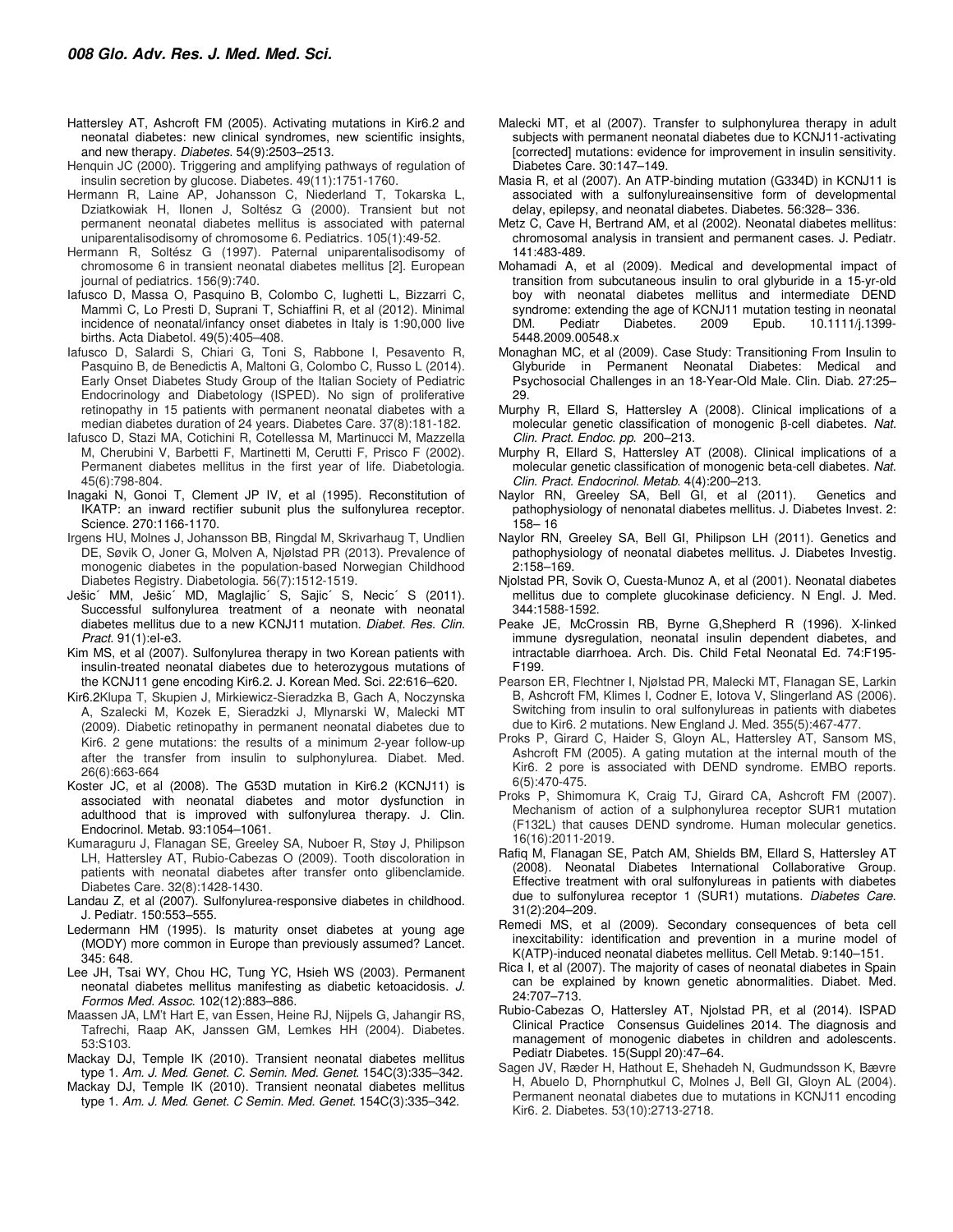Hattersley AT, Ashcroft FM (2005). Activating mutations in Kir6.2 and neonatal diabetes: new clinical syndromes, new scientific insights, and new therapy. *Diabetes.* 54(9):2503–2513.

Henquin JC (2000). Triggering and amplifying pathways of regulation of insulin secretion by glucose. Diabetes. 49(11):1751-1760.

Hermann R, Laine AP, Johansson C, Niederland T, Tokarska L, Dziatkowiak H, Ilonen J, Soltész G (2000). Transient but not permanent neonatal diabetes mellitus is associated with paternal uniparentalisodisomy of chromosome 6. Pediatrics. 105(1):49-52.

Hermann R, Soltész G (1997). Paternal uniparentalisodisomy of chromosome 6 in transient neonatal diabetes mellitus [2]. European journal of pediatrics. 156(9):740.

Iafusco D, Massa O, Pasquino B, Colombo C, Iughetti L, Bizzarri C, Mammì C, Lo Presti D, Suprani T, Schiaffini R, et al (2012). Minimal incidence of neonatal/infancy onset diabetes in Italy is 1:90,000 live births. Acta Diabetol. 49(5):405–408.

Iafusco D, Salardi S, Chiari G, Toni S, Rabbone I, Pesavento R, Pasquino B, de Benedictis A, Maltoni G, Colombo C, Russo L (2014). Early Onset Diabetes Study Group of the Italian Society of Pediatric Endocrinology and Diabetology (ISPED). No sign of proliferative retinopathy in 15 patients with permanent neonatal diabetes with a median diabetes duration of 24 years. Diabetes Care. 37(8):181-182.

Iafusco D, Stazi MA, Cotichini R, Cotellessa M, Martinucci M, Mazzella M, Cherubini V, Barbetti F, Martinetti M, Cerutti F, Prisco F (2002). Permanent diabetes mellitus in the first year of life. Diabetologia. 45(6):798-804.

Inagaki N, Gonoi T, Clement JP IV, et al (1995). Reconstitution of IKATP: an inward rectifier subunit plus the sulfonylurea receptor. Science. 270:1166-1170.

Irgens HU, Molnes J, Johansson BB, Ringdal M, Skrivarhaug T, Undlien DE, Søvik O, Joner G, Molven A, Njølstad PR (2013). Prevalence of monogenic diabetes in the population-based Norwegian Childhood Diabetes Registry. Diabetologia. 56(7):1512-1519.

Ješic´ MM, Ješic´ MD, Maglajlic´ S, Sajic´ S, Necic´ S (2011). Successful sulfonylurea treatment of a neonate with neonatal diabetes mellitus due to a new KCNJ11 mutation. *Diabet. Res. Clin. Pract.* 91(1):eI-e3.

Kim MS, et al (2007). Sulfonylurea therapy in two Korean patients with insulin-treated neonatal diabetes due to heterozygous mutations of the KCNJ11 gene encoding Kir6.2. J. Korean Med. Sci. 22:616–620.

Kir6.2Klupa T, Skupien J, Mirkiewicz-Sieradzka B, Gach A, Noczynska A, Szalecki M, Kozek E, Sieradzki J, Mlynarski W, Malecki MT (2009). Diabetic retinopathy in permanent neonatal diabetes due to Kir6. 2 gene mutations: the results of a minimum 2-year follow-up after the transfer from insulin to sulphonylurea. Diabet. Med. 26(6):663-664

Koster JC, et al (2008). The G53D mutation in Kir6.2 (KCNJ11) is associated with neonatal diabetes and motor dysfunction in adulthood that is improved with sulfonylurea therapy. J. Clin. Endocrinol. Metab. 93:1054–1061.

Kumaraguru J, Flanagan SE, Greeley SA, Nuboer R, Støy J, Philipson LH, Hattersley AT, Rubio-Cabezas O (2009). Tooth discoloration in patients with neonatal diabetes after transfer onto glibenclamide. Diabetes Care. 32(8):1428-1430.

Landau Z, et al (2007). Sulfonylurea-responsive diabetes in childhood. J. Pediatr. 150:553–555.

Ledermann HM (1995). Is maturity onset diabetes at young age (MODY) more common in Europe than previously assumed? Lancet. 345: 648.

Lee JH, Tsai WY, Chou HC, Tung YC, Hsieh WS (2003). Permanent neonatal diabetes mellitus manifesting as diabetic ketoacidosis. *J. Formos Med. Assoc.* 102(12):883–886.

Maassen JA, LM't Hart E, van Essen, Heine RJ, Nijpels G, Jahangir RS, Tafrechi, Raap AK, Janssen GM, Lemkes HH (2004). Diabetes. 53:S103.

Mackay DJ, Temple IK (2010). Transient neonatal diabetes mellitus type 1. *Am. J. Med. Genet. C. Semin. Med. Genet.* 154C(3):335–342.

Mackay DJ, Temple IK (2010). Transient neonatal diabetes mellitus type 1. *Am. J. Med. Genet. C Semin. Med. Genet.* 154C(3):335–342.

Malecki MT, et al (2007). Transfer to sulphonylurea therapy in adult subjects with permanent neonatal diabetes due to KCNJ11-activating [corrected] mutations: evidence for improvement in insulin sensitivity. Diabetes Care. 30:147–149.

Masia R, et al (2007). An ATP-binding mutation (G334D) in KCNJ11 is associated with a sulfonylureainsensitive form of developmental delay, epilepsy, and neonatal diabetes. Diabetes. 56:328– 336.

Metz C, Cave H, Bertrand AM, et al (2002). Neonatal diabetes mellitus: chromosomal analysis in transient and permanent cases. J. Pediatr. 141:483-489.

Mohamadi A, et al (2009). Medical and developmental impact of transition from subcutaneous insulin to oral glyburide in a 15-yr-old boy with neonatal diabetes mellitus and intermediate DEND syndrome: extending the age of KCNJ11 mutation testing in neonatal DM. Pediatr Diabetes. 2009 Epub. 10.1111/j.1399-5448.2009.00548.x

Monaghan MC, et al (2009). Case Study: Transitioning From Insulin to Glyburide in Permanent Neonatal Diabetes: Medical and Psychosocial Challenges in an 18-Year-Old Male. Clin. Diab. 27:25–29.

Murphy R, Ellard S, Hattersley A (2008). Clinical implications of a molecular genetic classification of monogenic β-cell diabetes. *Nat. Clin. Pract. Endoc. pp.* 200–213.

Murphy R, Ellard S, Hattersley AT (2008). Clinical implications of a molecular genetic classification of monogenic beta-cell diabetes. *Nat. Clin. Pract. Endocrinol. Metab.* 4(4):200–213.

Naylor RN, Greeley SA, Bell GI, et al (2011). Genetics and pathophysiology of neonatal diabetes mellitus. J. Diabetes Invest. 2: 158– 16

Naylor RN, Greeley SA, Bell GI, Philipson LH (2011). Genetics and pathophysiology of neonatal diabetes mellitus. J. Diabetes Investig. 2:158–169.

Njolstad PR, Sovik O, Cuesta-Munoz A, et al (2001). Neonatal diabetes mellitus due to complete glucokinase deficiency. N Engl. J. Med. 344:1588-1592.

Peake JE, McCrossin RB, Byrne G,Shepherd R (1996). X-linked immune dysregulation, neonatal insulin dependent diabetes, and intractable diarrhoea. Arch. Dis. Child Fetal Neonatal Ed. 74:F195-F199.

Pearson ER, Flechtner I, Njølstad PR, Malecki MT, Flanagan SE, Larkin B, Ashcroft FM, Klimes I, Codner E, Iotova V, Slingerland AS (2006). Switching from insulin to oral sulfonylureas in patients with diabetes due to Kir6. 2 mutations. New England J. Med. 355(5):467-477.

Proks P, Girard C, Haider S, Gloyn AL, Hattersley AT, Sansom MS, Ashcroft FM (2005). A gating mutation at the internal mouth of the Kir6. 2 pore is associated with DEND syndrome. EMBO reports. 6(5):470-475.

Proks P, Shimomura K, Craig TJ, Girard CA, Ashcroft FM (2007). Mechanism of action of a sulphonylurea receptor SUR1 mutation (F132L) that causes DEND syndrome. Human molecular genetics. 16(16):2011-2019.

Rafiq M, Flanagan SE, Patch AM, Shields BM, Ellard S, Hattersley AT (2008). Neonatal Diabetes International Collaborative Group. Effective treatment with oral sulfonylureas in patients with diabetes due to sulfonylurea receptor 1 (SUR1) mutations. *Diabetes Care.* 31(2):204–209.

Remedi MS, et al (2009). Secondary consequences of beta cell inexcitability: identification and prevention in a murine model of K(ATP)-induced neonatal diabetes mellitus. Cell Metab. 9:140–151.

Rica I, et al (2007). The majority of cases of neonatal diabetes in Spain can be explained by known genetic abnormalities. Diabet. Med. 24:707–713.

Rubio-Cabezas O, Hattersley AT, Njolstad PR, et al (2014). ISPAD Clinical Practice Consensus Guidelines 2014. The diagnosis and management of monogenic diabetes in children and adolescents. Pediatr Diabetes. 15(Suppl 20):47–64.

Sagen JV, Ræder H, Hathout E, Shehadeh N, Gudmundsson K, Bævre H, Abuelo D, Phornphutkul C, Molnes J, Bell GI, Gloyn AL (2004). Permanent neonatal diabetes due to mutations in KCNJ11 encoding Kir6. 2. Diabetes. 53(10):2713-2718.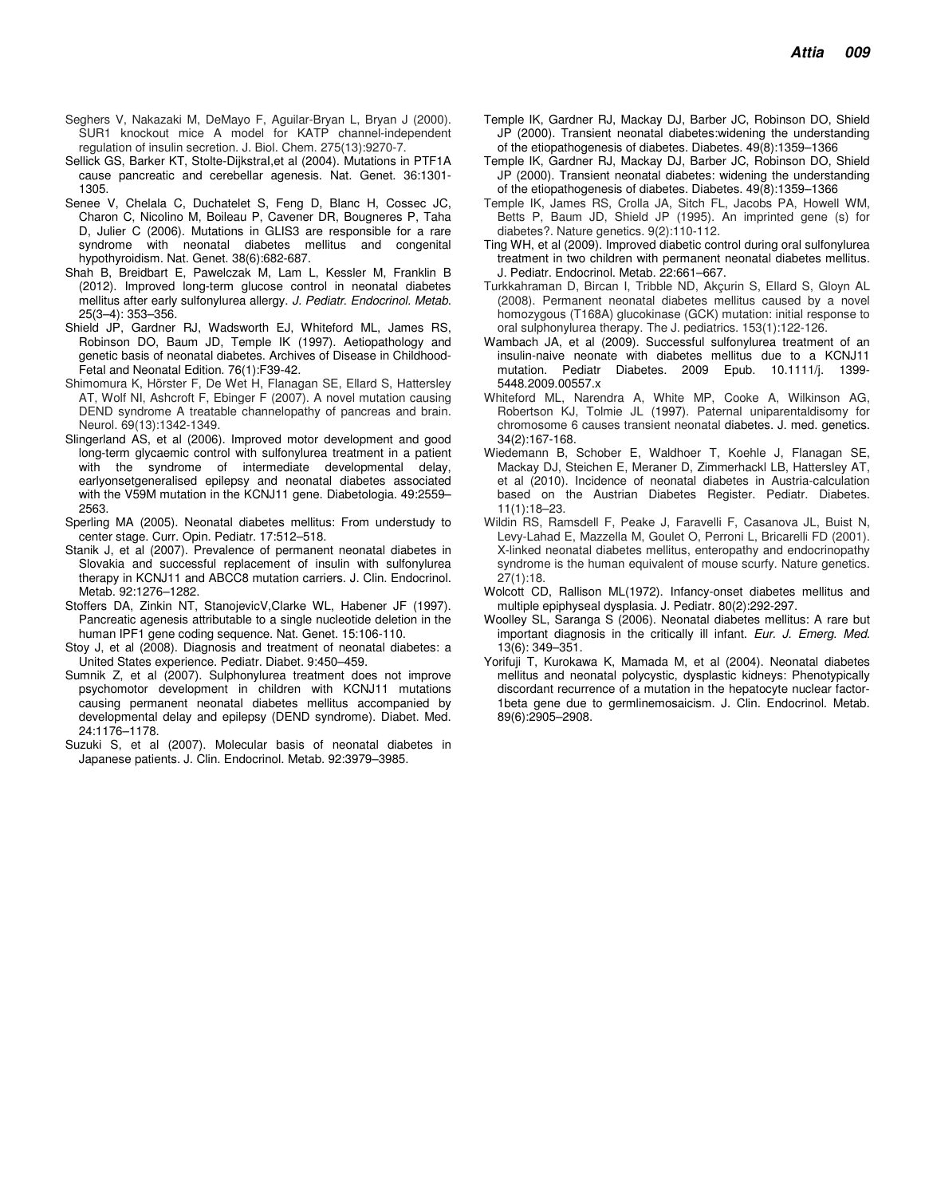Seghers V, Nakazaki M, DeMayo F, Aguilar-Bryan L, Bryan J (2000). SUR1 knockout mice A model for KATP channel-independent regulation of insulin secretion. J. Biol. Chem. 275(13):9270-7.

Sellick GS, Barker KT, Stolte-Dijkstral,et al (2004). Mutations in PTF1A cause pancreatic and cerebellar agenesis. Nat. Genet. 36:1301-1305.

Senee V, Chelala C, Duchatelet S, Feng D, Blanc H, Cossec JC, Charon C, Nicolino M, Boileau P, Cavener DR, Bougneres P, Taha D, Julier C (2006). Mutations in GLIS3 are responsible for a rare syndrome with neonatal diabetes mellitus and congenital hypothyroidism. Nat. Genet. 38(6):682-687.

Shah B, Breidbart E, Pawelczak M, Lam L, Kessler M, Franklin B (2012). Improved long-term glucose control in neonatal diabetes mellitus after early sulfonylurea allergy. *J. Pediatr. Endocrinol. Metab.* 25(3–4): 353–356.

Shield JP, Gardner RJ, Wadsworth EJ, Whiteford ML, James RS, Robinson DO, Baum JD, Temple IK (1997). Aetiopathology and genetic basis of neonatal diabetes. Archives of Disease in Childhood-Fetal and Neonatal Edition. 76(1):F39-42.

Shimomura K, Hörster F, De Wet H, Flanagan SE, Ellard S, Hattersley AT, Wolf NI, Ashcroft F, Ebinger F (2007). A novel mutation causing DEND syndrome A treatable channelopathy of pancreas and brain. Neurol. 69(13):1342-1349.

Slingerland AS, et al (2006). Improved motor development and good long-term glycaemic control with sulfonylurea treatment in a patient with the syndrome of intermediate developmental delay, earlyonsetgeneralised epilepsy and neonatal diabetes associated with the V59M mutation in the KCNJ11 gene. Diabetologia. 49:2559–2563.

Sperling MA (2005). Neonatal diabetes mellitus: From understudy to center stage. Curr. Opin. Pediatr. 17:512–518.

Stanik J, et al (2007). Prevalence of permanent neonatal diabetes in Slovakia and successful replacement of insulin with sulfonylurea therapy in KCNJ11 and ABCC8 mutation carriers. J. Clin. Endocrinol. Metab. 92:1276–1282.

Stoffers DA, Zinkin NT, StanojevicV,Clarke WL, Habener JF (1997). Pancreatic agenesis attributable to a single nucleotide deletion in the human IPF1 gene coding sequence. Nat. Genet. 15:106-110.

Stoy J, et al (2008). Diagnosis and treatment of neonatal diabetes: a United States experience. Pediatr. Diabet. 9:450–459.

Sumnik Z, et al (2007). Sulphonylurea treatment does not improve psychomotor development in children with KCNJ11 mutations causing permanent neonatal diabetes mellitus accompanied by developmental delay and epilepsy (DEND syndrome). Diabet. Med. 24:1176–1178.

Suzuki S, et al (2007). Molecular basis of neonatal diabetes in Japanese patients. J. Clin. Endocrinol. Metab. 92:3979–3985.

Temple IK, Gardner RJ, Mackay DJ, Barber JC, Robinson DO, Shield JP (2000). Transient neonatal diabetes:widening the understanding of the etiopathogenesis of diabetes. Diabetes. 49(8):1359–1366

Temple IK, Gardner RJ, Mackay DJ, Barber JC, Robinson DO, Shield JP (2000). Transient neonatal diabetes: widening the understanding of the etiopathogenesis of diabetes. Diabetes. 49(8):1359–1366

Temple IK, James RS, Crolla JA, Sitch FL, Jacobs PA, Howell WM, Betts P, Baum JD, Shield JP (1995). An imprinted gene (s) for diabetes?. Nature genetics. 9(2):110-112.

Ting WH, et al (2009). Improved diabetic control during oral sulfonylurea treatment in two children with permanent neonatal diabetes mellitus. J. Pediatr. Endocrinol. Metab. 22:661–667.

Turkkahraman D, Bircan I, Tribble ND, Akçurin S, Ellard S, Gloyn AL (2008). Permanent neonatal diabetes mellitus caused by a novel homozygous (T168A) glucokinase (GCK) mutation: initial response to oral sulphonylurea therapy. The J. pediatrics. 153(1):122-126.

Wambach JA, et al (2009). Successful sulfonylurea treatment of an insulin-naive neonate with diabetes mellitus due to a KCNJ11 mutation. Pediatr Diabetes. 2009 Epub. 10.1111/j. 1399-5448.2009.00557.x

Whiteford ML, Narendra A, White MP, Cooke A, Wilkinson AG, Robertson KJ, Tolmie JL (1997). Paternal uniparentaldisomy for chromosome 6 causes transient neonatal diabetes. J. med. genetics. 34(2):167-168.

Wiedemann B, Schober E, Waldhoer T, Koehle J, Flanagan SE, Mackay DJ, Steichen E, Meraner D, Zimmerhackl LB, Hattersley AT, et al (2010). Incidence of neonatal diabetes in Austria-calculation based on the Austrian Diabetes Register. Pediatr. Diabetes. 11(1):18–23.

Wildin RS, Ramsdell F, Peake J, Faravelli F, Casanova JL, Buist N, Levy-Lahad E, Mazzella M, Goulet O, Perroni L, Bricarelli FD (2001). X-linked neonatal diabetes mellitus, enteropathy and endocrinopathy syndrome is the human equivalent of mouse scurfy. Nature genetics. 27(1):18.

Wolcott CD, Rallison ML(1972). Infancy-onset diabetes mellitus and multiple epiphyseal dysplasia. J. Pediatr. 80(2):292-297.

Woolley SL, Saranga S (2006). Neonatal diabetes mellitus: A rare but important diagnosis in the critically ill infant. *Eur. J. Emerg. Med.* 13(6): 349–351.

Yorifuji T, Kurokawa K, Mamada M, et al (2004). Neonatal diabetes mellitus and neonatal polycystic, dysplastic kidneys: Phenotypically discordant recurrence of a mutation in the hepatocyte nuclear factor-1beta gene due to germlinemosaicism. J. Clin. Endocrinol. Metab. 89(6):2905–2908.